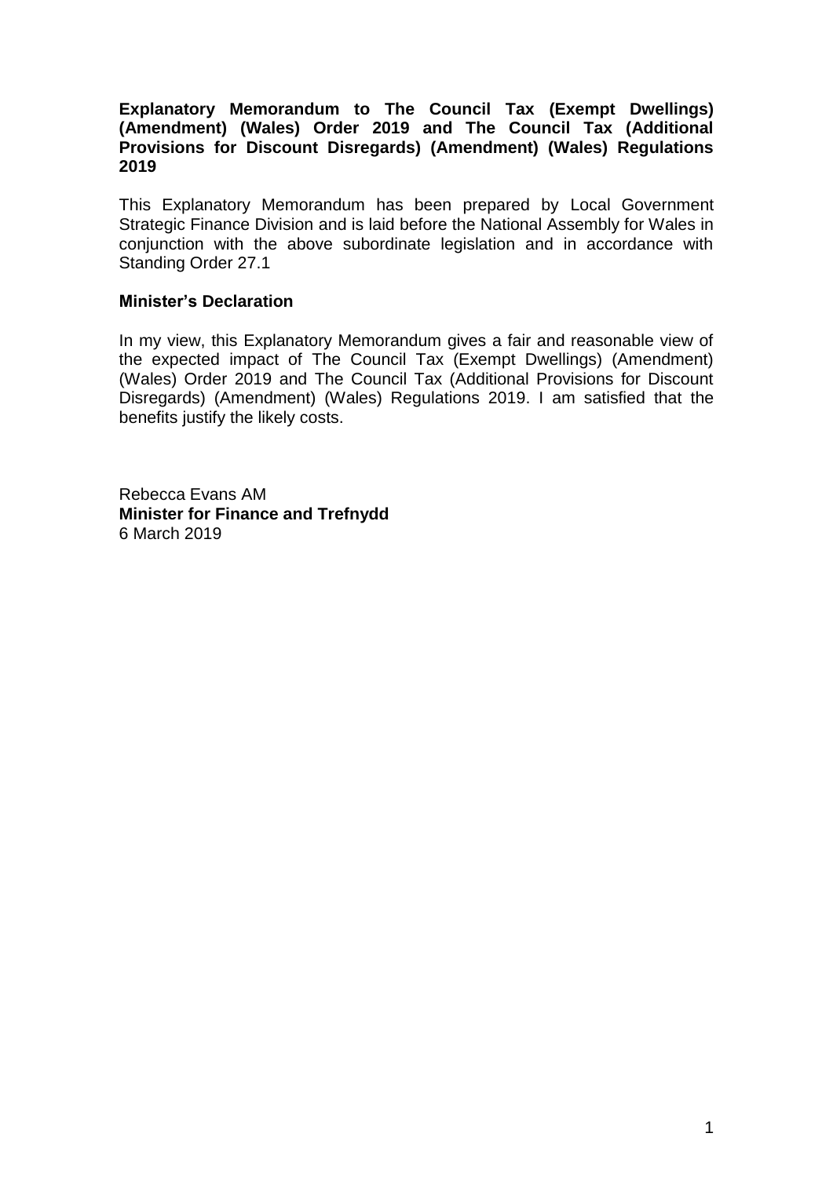# Explanatory Memorandum to The Council Tax (Exempt Dwellings) (Amendment) (Wales) Order 2019 and The Council Tax (Additional Provisions for Discount Disregards) (Amendment) (Wales) Regulations 2019

This Explanatory Memorandum has been prepared by Local Government Strategic Finance Division and is laid before the National Assembly for Wales in conjunction with the above subordinate legislation and in accordance with Standing Order 27.1

## Minister's Declaration

In my view, this Explanatory Memorandum gives a fair and reasonable view of the expected impact of The Council Tax (Exempt Dwellings) (Amendment) (Wales) Order 2019 and The Council Tax (Additional Provisions for Discount Disregards) (Amendment) (Wales) Regulations 2019. I am satisfied that the benefits justify the likely costs.

Rebecca Evans AM
**Minister for Finance and Trefnydd**
6 March 2019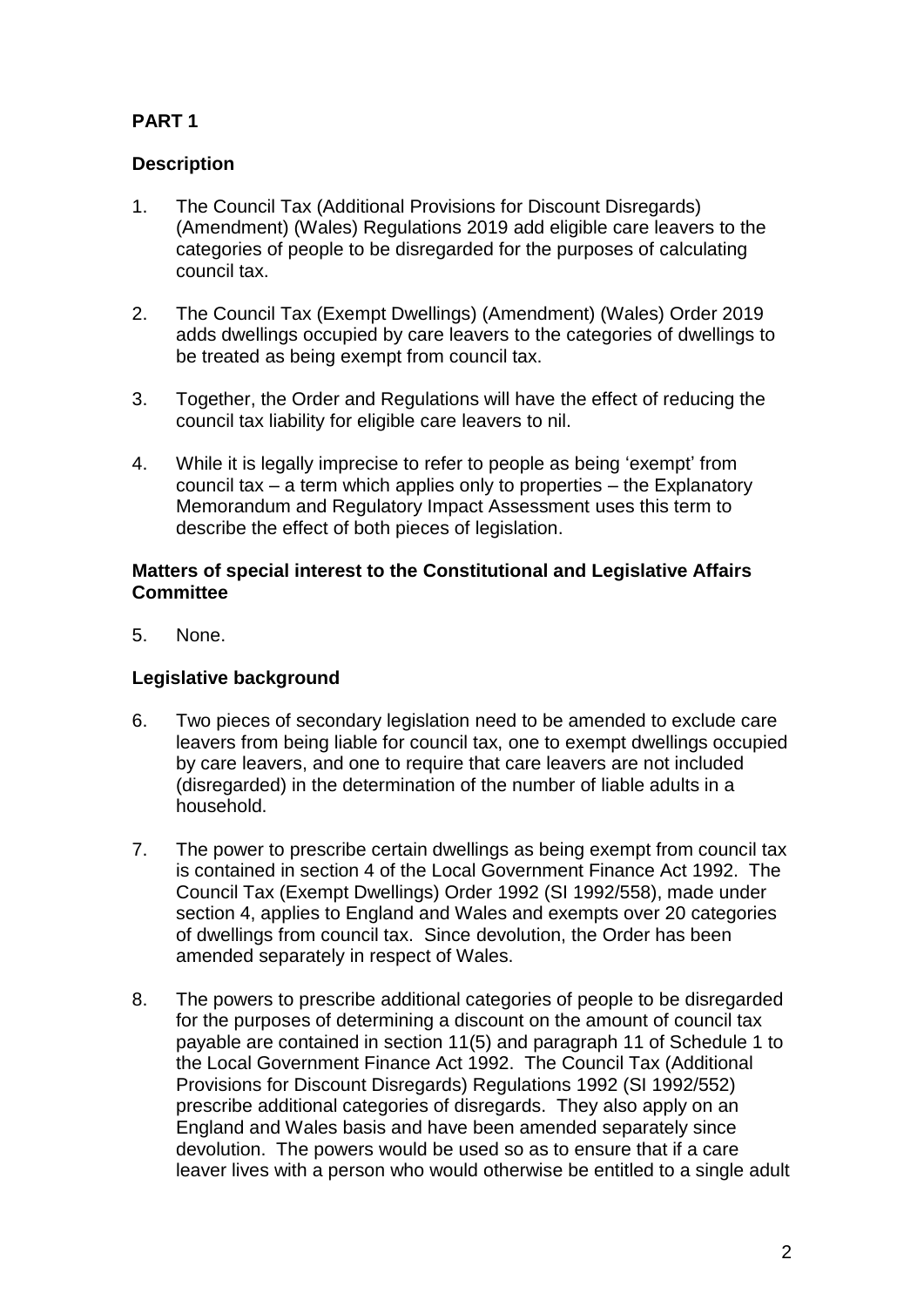## PART 1

### Description

1. The Council Tax (Additional Provisions for Discount Disregards) (Amendment) (Wales) Regulations 2019 add eligible care leavers to the categories of people to be disregarded for the purposes of calculating council tax.

2. The Council Tax (Exempt Dwellings) (Amendment) (Wales) Order 2019 adds dwellings occupied by care leavers to the categories of dwellings to be treated as being exempt from council tax.

3. Together, the Order and Regulations will have the effect of reducing the council tax liability for eligible care leavers to nil.

4. While it is legally imprecise to refer to people as being 'exempt' from council tax – a term which applies only to properties – the Explanatory Memorandum and Regulatory Impact Assessment uses this term to describe the effect of both pieces of legislation.

### Matters of special interest to the Constitutional and Legislative Affairs Committee

5. None.

### Legislative background

6. Two pieces of secondary legislation need to be amended to exclude care leavers from being liable for council tax, one to exempt dwellings occupied by care leavers, and one to require that care leavers are not included (disregarded) in the determination of the number of liable adults in a household.

7. The power to prescribe certain dwellings as being exempt from council tax is contained in section 4 of the Local Government Finance Act 1992. The Council Tax (Exempt Dwellings) Order 1992 (SI 1992/558), made under section 4, applies to England and Wales and exempts over 20 categories of dwellings from council tax. Since devolution, the Order has been amended separately in respect of Wales.

8. The powers to prescribe additional categories of people to be disregarded for the purposes of determining a discount on the amount of council tax payable are contained in section 11(5) and paragraph 11 of Schedule 1 to the Local Government Finance Act 1992. The Council Tax (Additional Provisions for Discount Disregards) Regulations 1992 (SI 1992/552) prescribe additional categories of disregards. They also apply on an England and Wales basis and have been amended separately since devolution. The powers would be used so as to ensure that if a care leaver lives with a person who would otherwise be entitled to a single adult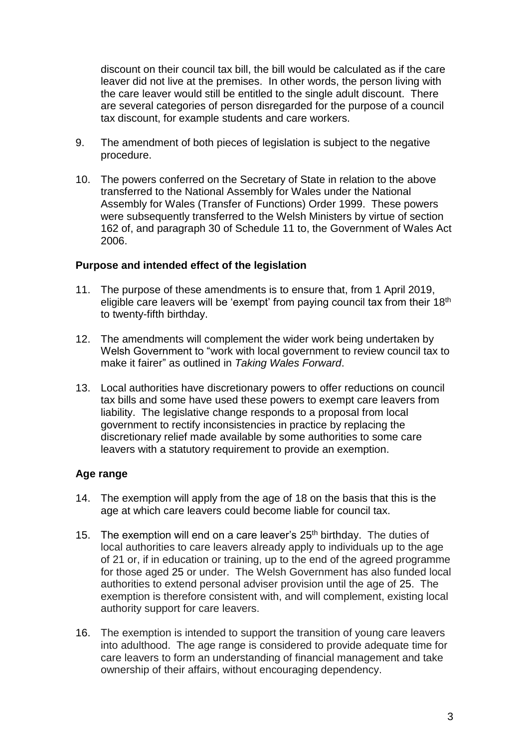discount on their council tax bill, the bill would be calculated as if the care leaver did not live at the premises. In other words, the person living with the care leaver would still be entitled to the single adult discount. There are several categories of person disregarded for the purpose of a council tax discount, for example students and care workers.

9. The amendment of both pieces of legislation is subject to the negative procedure.

10. The powers conferred on the Secretary of State in relation to the above transferred to the National Assembly for Wales under the National Assembly for Wales (Transfer of Functions) Order 1999. These powers were subsequently transferred to the Welsh Ministers by virtue of section 162 of, and paragraph 30 of Schedule 11 to, the Government of Wales Act 2006.

**Purpose and intended effect of the legislation**

11. The purpose of these amendments is to ensure that, from 1 April 2019, eligible care leavers will be 'exempt' from paying council tax from their 18th to twenty-fifth birthday.

12. The amendments will complement the wider work being undertaken by Welsh Government to "work with local government to review council tax to make it fairer" as outlined in *Taking Wales Forward*.

13. Local authorities have discretionary powers to offer reductions on council tax bills and some have used these powers to exempt care leavers from liability. The legislative change responds to a proposal from local government to rectify inconsistencies in practice by replacing the discretionary relief made available by some authorities to some care leavers with a statutory requirement to provide an exemption.

**Age range**

14. The exemption will apply from the age of 18 on the basis that this is the age at which care leavers could become liable for council tax.

15. The exemption will end on a care leaver's 25th birthday. The duties of local authorities to care leavers already apply to individuals up to the age of 21 or, if in education or training, up to the end of the agreed programme for those aged 25 or under. The Welsh Government has also funded local authorities to extend personal adviser provision until the age of 25. The exemption is therefore consistent with, and will complement, existing local authority support for care leavers.

16. The exemption is intended to support the transition of young care leavers into adulthood. The age range is considered to provide adequate time for care leavers to form an understanding of financial management and take ownership of their affairs, without encouraging dependency.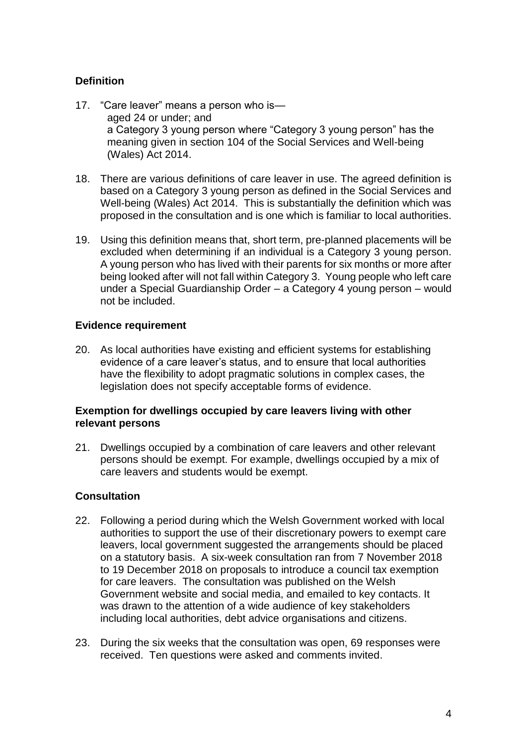## Definition

17. "Care leaver" means a person who is—
    aged 24 or under; and
    a Category 3 young person where "Category 3 young person" has the meaning given in section 104 of the Social Services and Well-being (Wales) Act 2014.

18. There are various definitions of care leaver in use. The agreed definition is based on a Category 3 young person as defined in the Social Services and Well-being (Wales) Act 2014. This is substantially the definition which was proposed in the consultation and is one which is familiar to local authorities.

19. Using this definition means that, short term, pre-planned placements will be excluded when determining if an individual is a Category 3 young person. A young person who has lived with their parents for six months or more after being looked after will not fall within Category 3. Young people who left care under a Special Guardianship Order – a Category 4 young person – would not be included.

## Evidence requirement

20. As local authorities have existing and efficient systems for establishing evidence of a care leaver's status, and to ensure that local authorities have the flexibility to adopt pragmatic solutions in complex cases, the legislation does not specify acceptable forms of evidence.

## Exemption for dwellings occupied by care leavers living with other relevant persons

21. Dwellings occupied by a combination of care leavers and other relevant persons should be exempt. For example, dwellings occupied by a mix of care leavers and students would be exempt.

## Consultation

22. Following a period during which the Welsh Government worked with local authorities to support the use of their discretionary powers to exempt care leavers, local government suggested the arrangements should be placed on a statutory basis. A six-week consultation ran from 7 November 2018 to 19 December 2018 on proposals to introduce a council tax exemption for care leavers. The consultation was published on the Welsh Government website and social media, and emailed to key contacts. It was drawn to the attention of a wide audience of key stakeholders including local authorities, debt advice organisations and citizens.

23. During the six weeks that the consultation was open, 69 responses were received. Ten questions were asked and comments invited.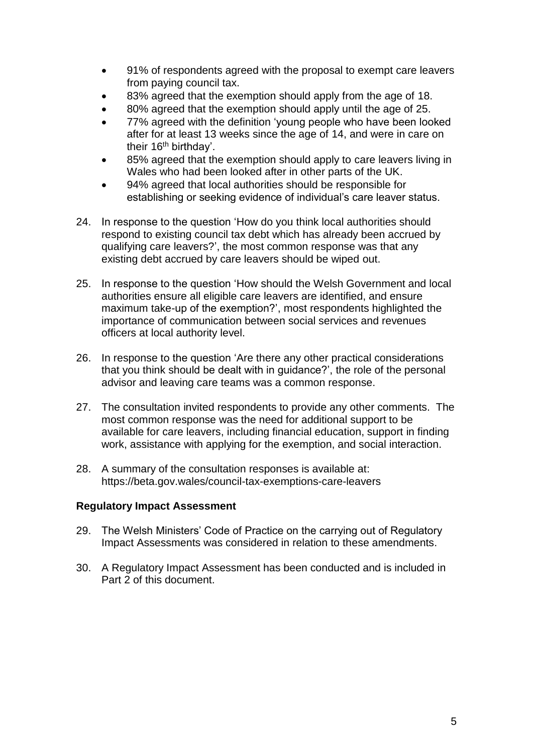- 91% of respondents agreed with the proposal to exempt care leavers from paying council tax.
- 83% agreed that the exemption should apply from the age of 18.
- 80% agreed that the exemption should apply until the age of 25.
- 77% agreed with the definition 'young people who have been looked after for at least 13 weeks since the age of 14, and were in care on their 16th birthday'.
- 85% agreed that the exemption should apply to care leavers living in Wales who had been looked after in other parts of the UK.
- 94% agreed that local authorities should be responsible for establishing or seeking evidence of individual's care leaver status.

24. In response to the question 'How do you think local authorities should respond to existing council tax debt which has already been accrued by qualifying care leavers?', the most common response was that any existing debt accrued by care leavers should be wiped out.

25. In response to the question 'How should the Welsh Government and local authorities ensure all eligible care leavers are identified, and ensure maximum take-up of the exemption?', most respondents highlighted the importance of communication between social services and revenues officers at local authority level.

26. In response to the question 'Are there any other practical considerations that you think should be dealt with in guidance?', the role of the personal advisor and leaving care teams was a common response.

27. The consultation invited respondents to provide any other comments. The most common response was the need for additional support to be available for care leavers, including financial education, support in finding work, assistance with applying for the exemption, and social interaction.

28. A summary of the consultation responses is available at: https://beta.gov.wales/council-tax-exemptions-care-leavers

**Regulatory Impact Assessment**

29. The Welsh Ministers' Code of Practice on the carrying out of Regulatory Impact Assessments was considered in relation to these amendments.

30. A Regulatory Impact Assessment has been conducted and is included in Part 2 of this document.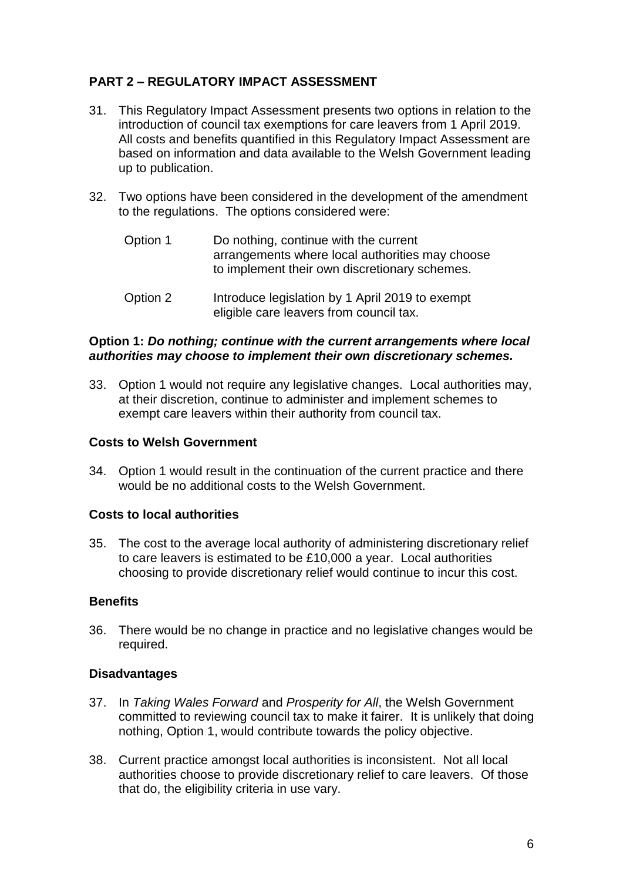## PART 2 – REGULATORY IMPACT ASSESSMENT

31. This Regulatory Impact Assessment presents two options in relation to the introduction of council tax exemptions for care leavers from 1 April 2019. All costs and benefits quantified in this Regulatory Impact Assessment are based on information and data available to the Welsh Government leading up to publication.

32. Two options have been considered in the development of the amendment to the regulations. The options considered were:

| | |
|---|---|
| Option 1 | Do nothing, continue with the current arrangements where local authorities may choose to implement their own discretionary schemes. |
| Option 2 | Introduce legislation by 1 April 2019 to exempt eligible care leavers from council tax. |

### Option 1: *Do nothing; continue with the current arrangements where local authorities may choose to implement their own discretionary schemes.*

33. Option 1 would not require any legislative changes. Local authorities may, at their discretion, continue to administer and implement schemes to exempt care leavers within their authority from council tax.

#### Costs to Welsh Government

34. Option 1 would result in the continuation of the current practice and there would be no additional costs to the Welsh Government.

#### Costs to local authorities

35. The cost to the average local authority of administering discretionary relief to care leavers is estimated to be £10,000 a year. Local authorities choosing to provide discretionary relief would continue to incur this cost.

#### Benefits

36. There would be no change in practice and no legislative changes would be required.

#### Disadvantages

37. In *Taking Wales Forward* and *Prosperity for All*, the Welsh Government committed to reviewing council tax to make it fairer. It is unlikely that doing nothing, Option 1, would contribute towards the policy objective.

38. Current practice amongst local authorities is inconsistent. Not all local authorities choose to provide discretionary relief to care leavers. Of those that do, the eligibility criteria in use vary.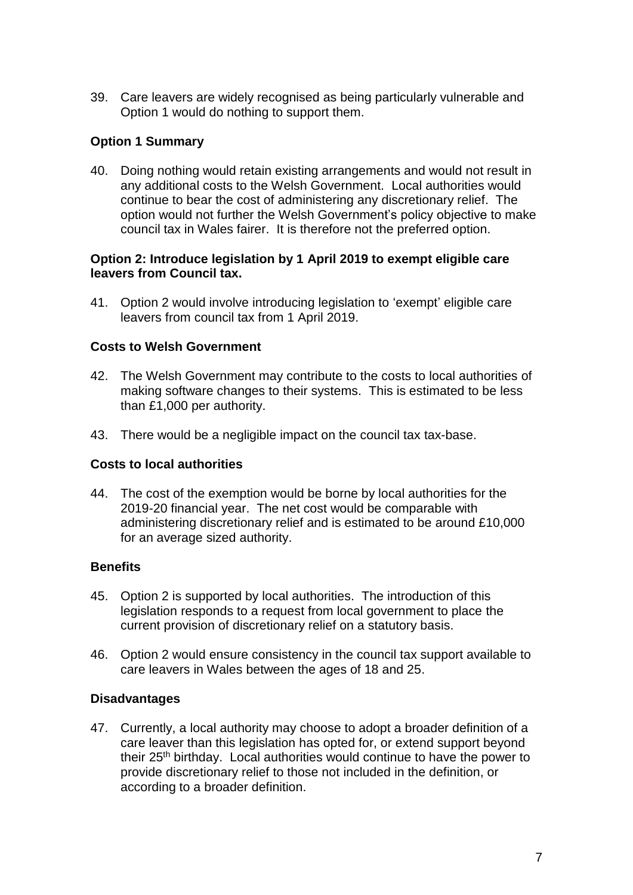39. Care leavers are widely recognised as being particularly vulnerable and Option 1 would do nothing to support them.

**Option 1 Summary**

40. Doing nothing would retain existing arrangements and would not result in any additional costs to the Welsh Government. Local authorities would continue to bear the cost of administering any discretionary relief. The option would not further the Welsh Government's policy objective to make council tax in Wales fairer. It is therefore not the preferred option.

**Option 2: Introduce legislation by 1 April 2019 to exempt eligible care leavers from Council tax.**

41. Option 2 would involve introducing legislation to 'exempt' eligible care leavers from council tax from 1 April 2019.

**Costs to Welsh Government**

42. The Welsh Government may contribute to the costs to local authorities of making software changes to their systems. This is estimated to be less than £1,000 per authority.

43. There would be a negligible impact on the council tax tax-base.

**Costs to local authorities**

44. The cost of the exemption would be borne by local authorities for the 2019-20 financial year. The net cost would be comparable with administering discretionary relief and is estimated to be around £10,000 for an average sized authority.

**Benefits**

45. Option 2 is supported by local authorities. The introduction of this legislation responds to a request from local government to place the current provision of discretionary relief on a statutory basis.

46. Option 2 would ensure consistency in the council tax support available to care leavers in Wales between the ages of 18 and 25.

**Disadvantages**

47. Currently, a local authority may choose to adopt a broader definition of a care leaver than this legislation has opted for, or extend support beyond their 25th birthday. Local authorities would continue to have the power to provide discretionary relief to those not included in the definition, or according to a broader definition.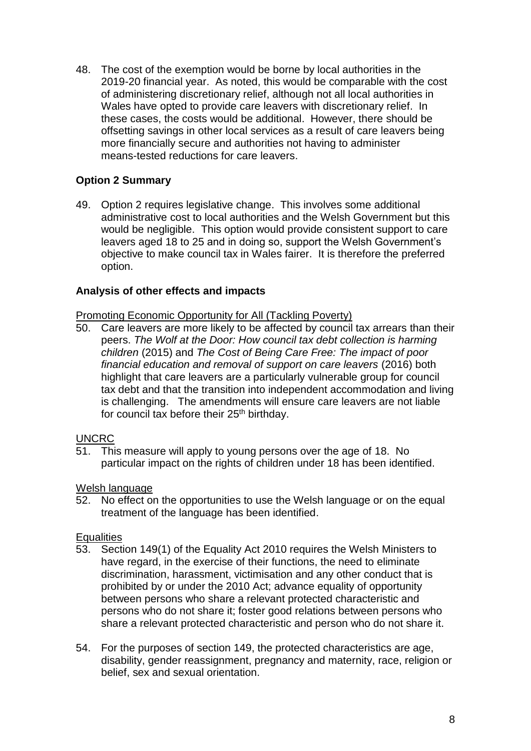48. The cost of the exemption would be borne by local authorities in the 2019-20 financial year. As noted, this would be comparable with the cost of administering discretionary relief, although not all local authorities in Wales have opted to provide care leavers with discretionary relief. In these cases, the costs would be additional. However, there should be offsetting savings in other local services as a result of care leavers being more financially secure and authorities not having to administer means-tested reductions for care leavers.

**Option 2 Summary**

49. Option 2 requires legislative change. This involves some additional administrative cost to local authorities and the Welsh Government but this would be negligible. This option would provide consistent support to care leavers aged 18 to 25 and in doing so, support the Welsh Government's objective to make council tax in Wales fairer. It is therefore the preferred option.

**Analysis of other effects and impacts**

Promoting Economic Opportunity for All (Tackling Poverty)

50. Care leavers are more likely to be affected by council tax arrears than their peers. *The Wolf at the Door: How council tax debt collection is harming children* (2015) and *The Cost of Being Care Free: The impact of poor financial education and removal of support on care leavers* (2016) both highlight that care leavers are a particularly vulnerable group for council tax debt and that the transition into independent accommodation and living is challenging. The amendments will ensure care leavers are not liable for council tax before their 25th birthday.

UNCRC

51. This measure will apply to young persons over the age of 18. No particular impact on the rights of children under 18 has been identified.

Welsh language

52. No effect on the opportunities to use the Welsh language or on the equal treatment of the language has been identified.

Equalities

53. Section 149(1) of the Equality Act 2010 requires the Welsh Ministers to have regard, in the exercise of their functions, the need to eliminate discrimination, harassment, victimisation and any other conduct that is prohibited by or under the 2010 Act; advance equality of opportunity between persons who share a relevant protected characteristic and persons who do not share it; foster good relations between persons who share a relevant protected characteristic and person who do not share it.

54. For the purposes of section 149, the protected characteristics are age, disability, gender reassignment, pregnancy and maternity, race, religion or belief, sex and sexual orientation.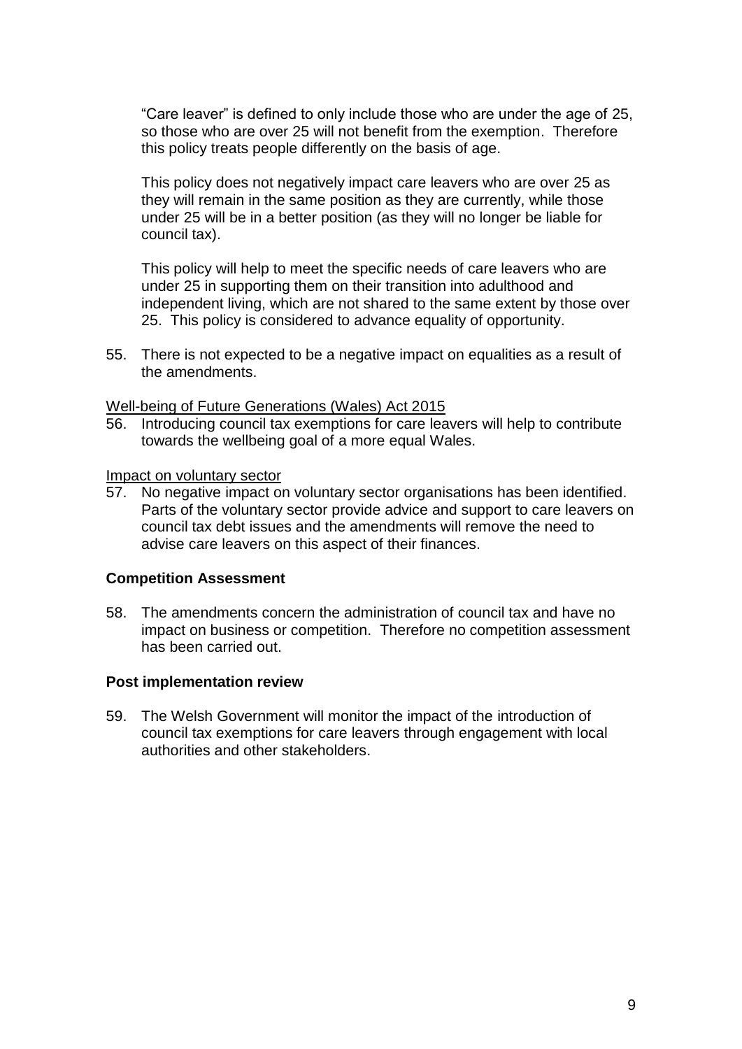"Care leaver" is defined to only include those who are under the age of 25, so those who are over 25 will not benefit from the exemption. Therefore this policy treats people differently on the basis of age.

This policy does not negatively impact care leavers who are over 25 as they will remain in the same position as they are currently, while those under 25 will be in a better position (as they will no longer be liable for council tax).

This policy will help to meet the specific needs of care leavers who are under 25 in supporting them on their transition into adulthood and independent living, which are not shared to the same extent by those over 25. This policy is considered to advance equality of opportunity.

55. There is not expected to be a negative impact on equalities as a result of the amendments.

Well-being of Future Generations (Wales) Act 2015

56. Introducing council tax exemptions for care leavers will help to contribute towards the wellbeing goal of a more equal Wales.

Impact on voluntary sector

57. No negative impact on voluntary sector organisations has been identified. Parts of the voluntary sector provide advice and support to care leavers on council tax debt issues and the amendments will remove the need to advise care leavers on this aspect of their finances.

**Competition Assessment**

58. The amendments concern the administration of council tax and have no impact on business or competition. Therefore no competition assessment has been carried out.

**Post implementation review**

59. The Welsh Government will monitor the impact of the introduction of council tax exemptions for care leavers through engagement with local authorities and other stakeholders.